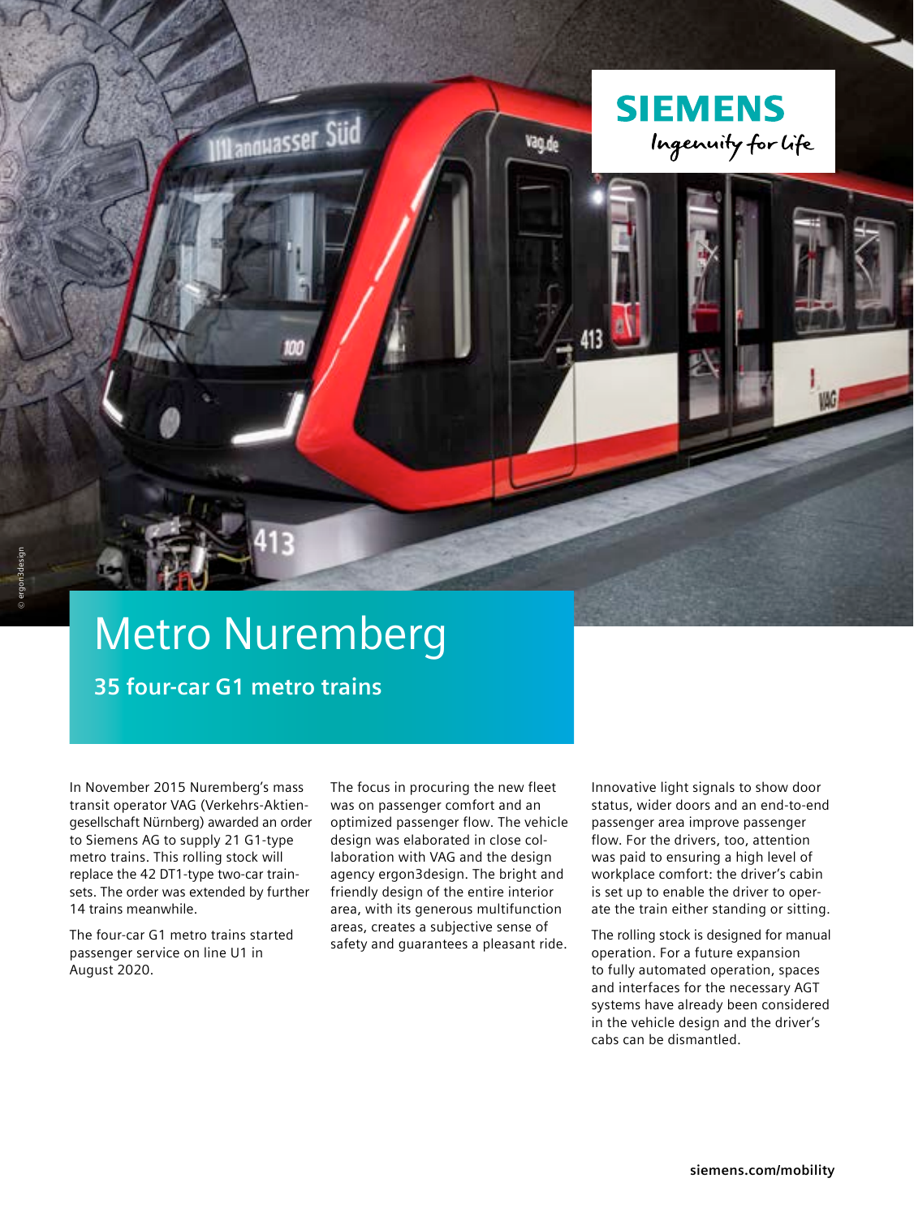# Metro Nuremberg

## 35 four-car G1 metro trains

In November 2015 Nuremberg's mass transit operator VAG (Verkehrs-Aktiengesellschaft Nürnberg) awarded an order to Siemens AG to supply 21 G1-type metro trains. This rolling stock will replace the 42 DT1-type two-car trainsets. The order was extended by further 14 trains meanwhile.

The four-car G1 metro trains started passenger service on line U1 in August 2020.

The focus in procuring the new fleet was on passenger comfort and an optimized passenger flow. The vehicle design was elaborated in close collaboration with VAG and the design agency ergon3design. The bright and friendly design of the entire interior area, with its generous multifunction areas, creates a subjective sense of safety and guarantees a pleasant ride.

Innovative light signals to show door status, wider doors and an end-to-end passenger area improve passenger flow. For the drivers, too, attention was paid to ensuring a high level of workplace comfort: the driver's cabin is set up to enable the driver to operate the train either standing or sitting.

The rolling stock is designed for manual operation. For a future expansion to fully automated operation, spaces and interfaces for the necessary AGT systems have already been considered in the vehicle design and the driver's cabs can be dismantled.

siemens.com/mobility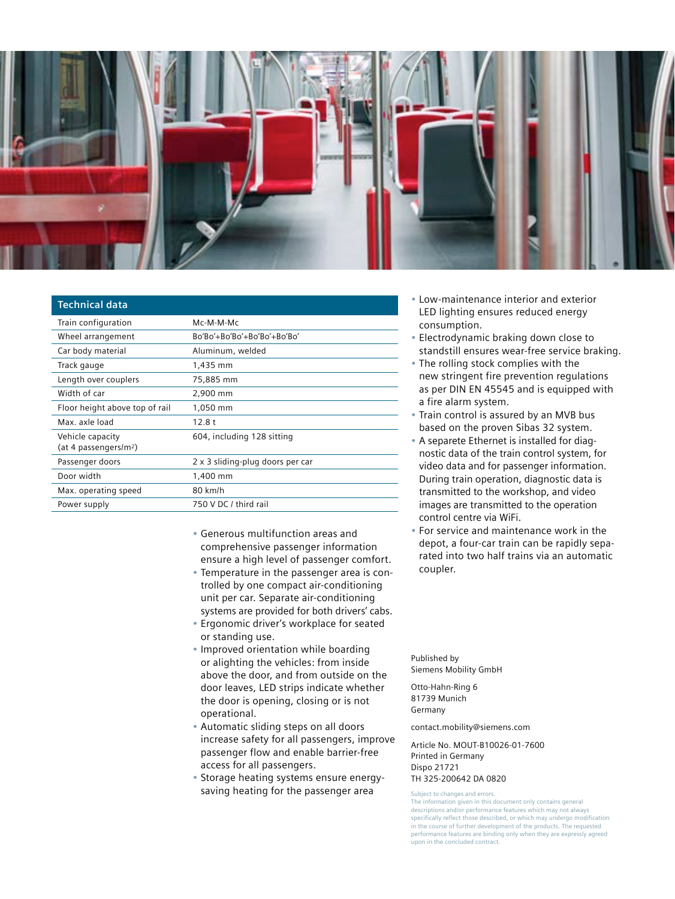## Technical data

| | |
|---|---|
| Train configuration | Mc-M-M-Mc |
| Wheel arrangement | Bo'Bo'+Bo'Bo'+Bo'Bo'+Bo'Bo' |
| Car body material | Aluminum, welded |
| Track gauge | 1,435 mm |
| Length over couplers | 75,885 mm |
| Width of car | 2,900 mm |
| Floor height above top of rail | 1,050 mm |
| Max. axle load | 12.8 t |
| Vehicle capacity (at 4 passengers/m²) | 604, including 128 sitting |
| Passenger doors | 2 x 3 sliding-plug doors per car |
| Door width | 1,400 mm |
| Max. operating speed | 80 km/h |
| Power supply | 750 V DC / third rail |

- Generous multifunction areas and comprehensive passenger information ensure a high level of passenger comfort.
- Temperature in the passenger area is controlled by one compact air-conditioning unit per car. Separate air-conditioning systems are provided for both drivers' cabs.
- Ergonomic driver's workplace for seated or standing use.
- Improved orientation while boarding or alighting the vehicles: from inside above the door, and from outside on the door leaves, LED strips indicate whether the door is opening, closing or is not operational.
- Automatic sliding steps on all doors increase safety for all passengers, improve passenger flow and enable barrier-free access for all passengers.
- Storage heating systems ensure energy-saving heating for the passenger area
- Low-maintenance interior and exterior LED lighting ensures reduced energy consumption.
- Electrodynamic braking down close to standstill ensures wear-free service braking.
- The rolling stock complies with the new stringent fire prevention regulations as per DIN EN 45545 and is equipped with a fire alarm system.
- Train control is assured by an MVB bus based on the proven Sibas 32 system.
- A separete Ethernet is installed for diagnostic data of the train control system, for video data and for passenger information. During train operation, diagnostic data is transmitted to the workshop, and video images are transmitted to the operation control centre via WiFi.
- For service and maintenance work in the depot, a four-car train can be rapidly separated into two half trains via an automatic coupler.

Published by
Siemens Mobility GmbH

Otto-Hahn-Ring 6
81739 Munich
Germany

contact.mobility@siemens.com

Article No. MOUT-B10026-01-7600
Printed in Germany
Dispo 21721
TH 325-200642 DA 0820

Subject to changes and errors.
The information given in this document only contains general descriptions and/or performance features which may not always specifically reflect those described, or which may undergo modification in the course of further development of the products. The requested performance features are binding only when they are expressly agreed upon in the concluded contract.